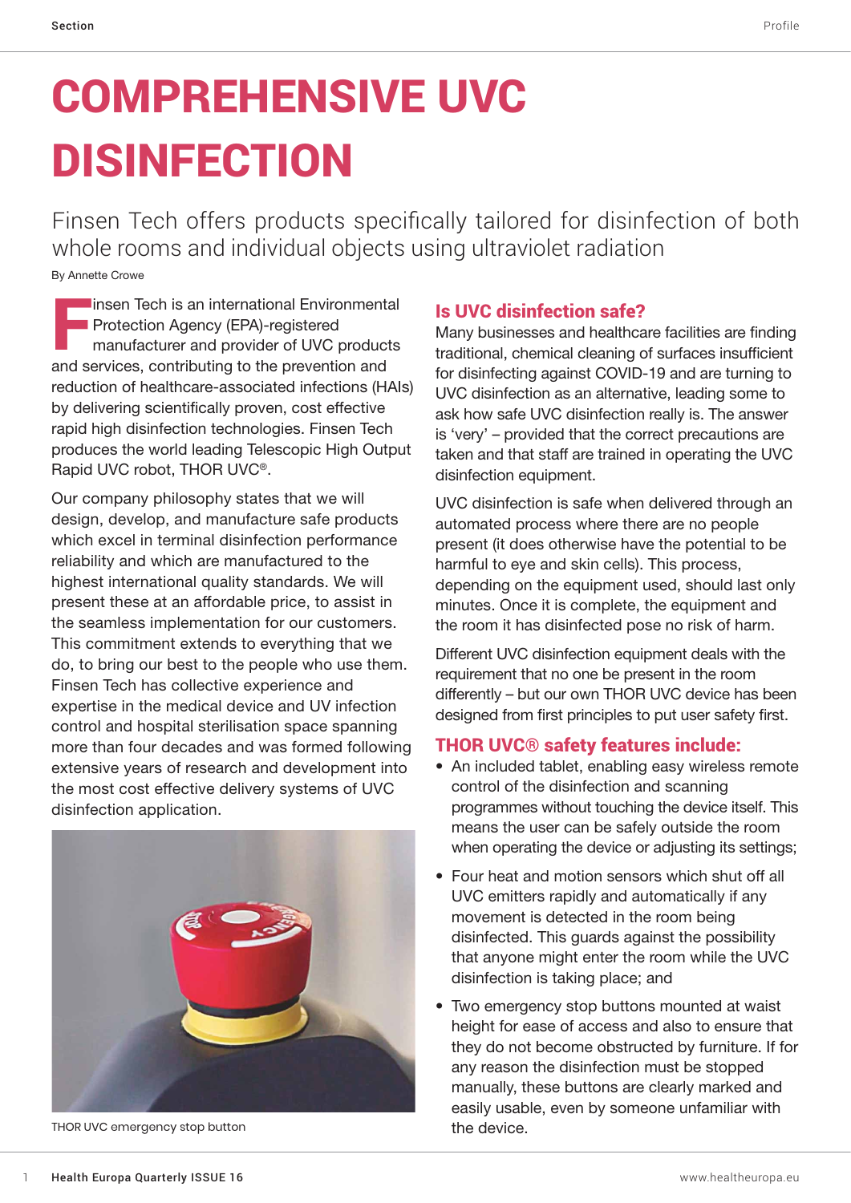# COMPREHENSIVE UVC DISINFECTION

Finsen Tech offers products specifically tailored for disinfection of both whole rooms and individual objects using ultraviolet radiation

By Annette Crowe

Finsen Tech is an international Environmental Protection Agency (EPA)-registered manufacturer and provider of UVC products and services, contributing to the prevention and reduction of healthcare-associated infections (HAIs) by delivering scientifically proven, cost effective rapid high disinfection technologies. Finsen Tech produces the world leading Telescopic High Output Rapid UVC robot, THOR UVC®.

Our company philosophy states that we will design, develop, and manufacture safe products which excel in terminal disinfection performance reliability and which are manufactured to the highest international quality standards. We will present these at an affordable price, to assist in the seamless implementation for our customers. This commitment extends to everything that we do, to bring our best to the people who use them. Finsen Tech has collective experience and expertise in the medical device and UV infection control and hospital sterilisation space spanning more than four decades and was formed following extensive years of research and development into the most cost effective delivery systems of UVC disinfection application.

THOR UVC emergency stop button

## Is UVC disinfection safe?

Many businesses and healthcare facilities are finding traditional, chemical cleaning of surfaces insufficient for disinfecting against COVID-19 and are turning to UVC disinfection as an alternative, leading some to ask how safe UVC disinfection really is. The answer is 'very' – provided that the correct precautions are taken and that staff are trained in operating the UVC disinfection equipment.

UVC disinfection is safe when delivered through an automated process where there are no people present (it does otherwise have the potential to be harmful to eye and skin cells). This process, depending on the equipment used, should last only minutes. Once it is complete, the equipment and the room it has disinfected pose no risk of harm.

Different UVC disinfection equipment deals with the requirement that no one be present in the room differently – but our own THOR UVC device has been designed from first principles to put user safety first.

## THOR UVC® safety features include:

- An included tablet, enabling easy wireless remote control of the disinfection and scanning programmes without touching the device itself. This means the user can be safely outside the room when operating the device or adjusting its settings;
- Four heat and motion sensors which shut off all UVC emitters rapidly and automatically if any movement is detected in the room being disinfected. This guards against the possibility that anyone might enter the room while the UVC disinfection is taking place; and
- Two emergency stop buttons mounted at waist height for ease of access and also to ensure that they do not become obstructed by furniture. If for any reason the disinfection must be stopped manually, these buttons are clearly marked and easily usable, even by someone unfamiliar with the device.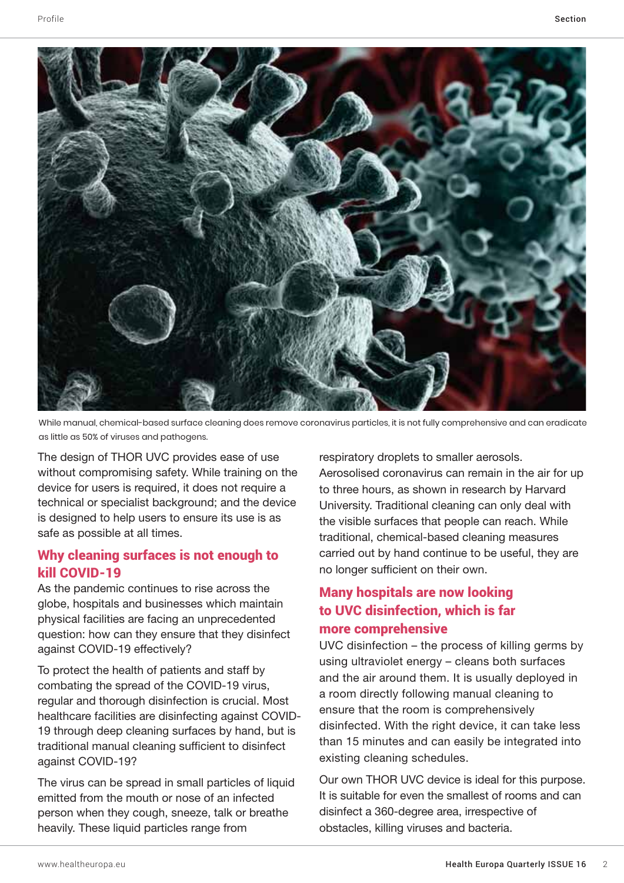While manual, chemical-based surface cleaning does remove coronavirus particles, it is not fully comprehensive and can eradicate as little as 50% of viruses and pathogens.

The design of THOR UVC provides ease of use without compromising safety. While training on the device for users is required, it does not require a technical or specialist background; and the device is designed to help users to ensure its use is as safe as possible at all times.

## Why cleaning surfaces is not enough to kill COVID-19

As the pandemic continues to rise across the globe, hospitals and businesses which maintain physical facilities are facing an unprecedented question: how can they ensure that they disinfect against COVID-19 effectively?

To protect the health of patients and staff by combating the spread of the COVID-19 virus, regular and thorough disinfection is crucial. Most healthcare facilities are disinfecting against COVID-19 through deep cleaning surfaces by hand, but is traditional manual cleaning sufficient to disinfect against COVID-19?

The virus can be spread in small particles of liquid emitted from the mouth or nose of an infected person when they cough, sneeze, talk or breathe heavily. These liquid particles range from respiratory droplets to smaller aerosols. Aerosolised coronavirus can remain in the air for up to three hours, as shown in research by Harvard University. Traditional cleaning can only deal with the visible surfaces that people can reach. While traditional, chemical-based cleaning measures carried out by hand continue to be useful, they are no longer sufficient on their own.

## Many hospitals are now looking to UVC disinfection, which is far more comprehensive

UVC disinfection – the process of killing germs by using ultraviolet energy – cleans both surfaces and the air around them. It is usually deployed in a room directly following manual cleaning to ensure that the room is comprehensively disinfected. With the right device, it can take less than 15 minutes and can easily be integrated into existing cleaning schedules.

Our own THOR UVC device is ideal for this purpose. It is suitable for even the smallest of rooms and can disinfect a 360-degree area, irrespective of obstacles, killing viruses and bacteria.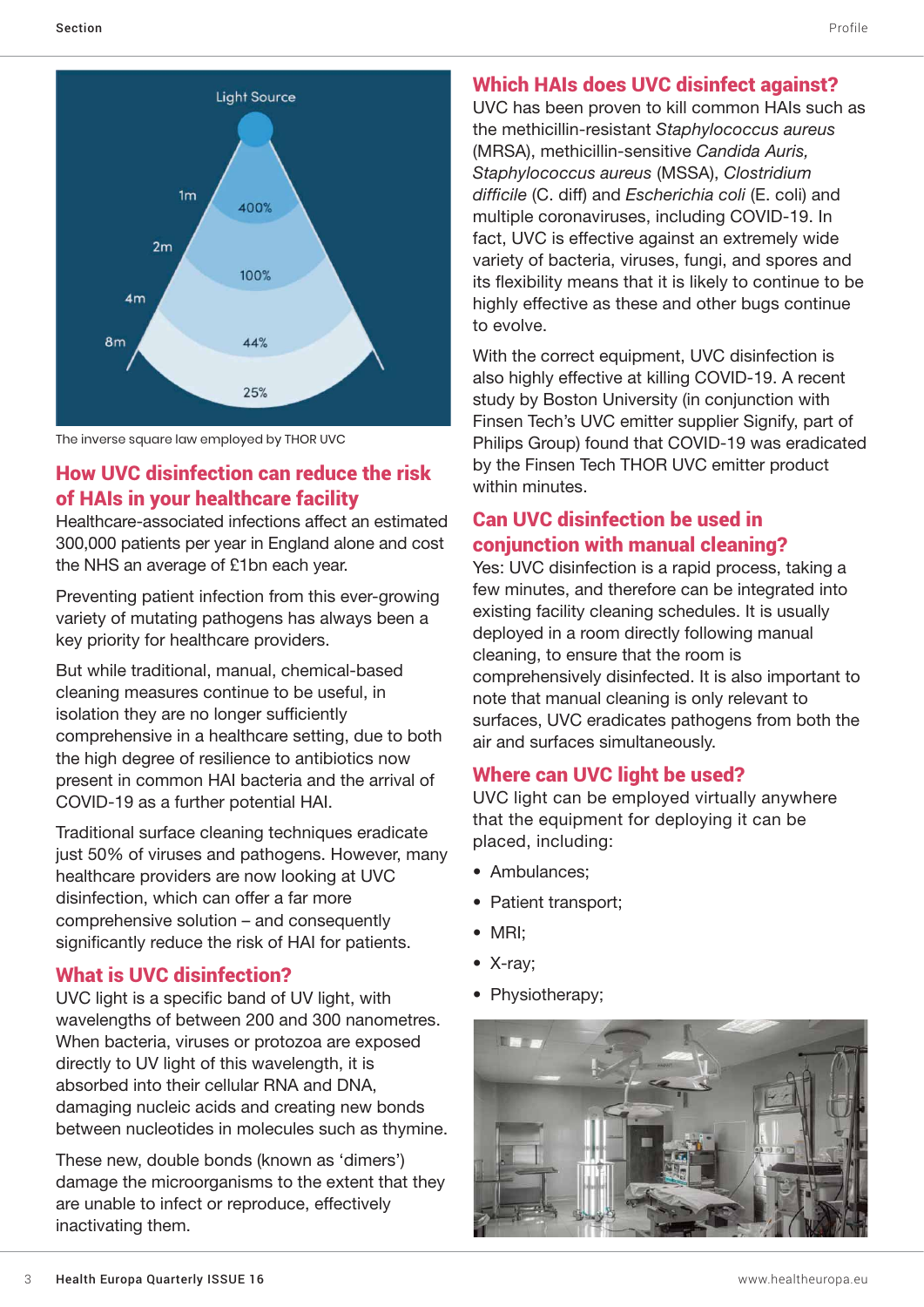Light Source

1m

400%

2m

100%

4m

44%

8m

25%

The inverse square law employed by THOR UVC

## How UVC disinfection can reduce the risk of HAIs in your healthcare facility

Healthcare-associated infections affect an estimated 300,000 patients per year in England alone and cost the NHS an average of £1bn each year.

Preventing patient infection from this ever-growing variety of mutating pathogens has always been a key priority for healthcare providers.

But while traditional, manual, chemical-based cleaning measures continue to be useful, in isolation they are no longer sufficiently comprehensive in a healthcare setting, due to both the high degree of resilience to antibiotics now present in common HAI bacteria and the arrival of COVID-19 as a further potential HAI.

Traditional surface cleaning techniques eradicate just 50% of viruses and pathogens. However, many healthcare providers are now looking at UVC disinfection, which can offer a far more comprehensive solution – and consequently significantly reduce the risk of HAI for patients.

## What is UVC disinfection?

UVC light is a specific band of UV light, with wavelengths of between 200 and 300 nanometres. When bacteria, viruses or protozoa are exposed directly to UV light of this wavelength, it is absorbed into their cellular RNA and DNA, damaging nucleic acids and creating new bonds between nucleotides in molecules such as thymine.

These new, double bonds (known as 'dimers') damage the microorganisms to the extent that they are unable to infect or reproduce, effectively inactivating them.

## Which HAIs does UVC disinfect against?

UVC has been proven to kill common HAIs such as the methicillin-resistant *Staphylococcus aureus* (MRSA), methicillin-sensitive *Candida Auris, Staphylococcus aureus* (MSSA), *Clostridium difficile* (C. diff) and *Escherichia coli* (E. coli) and multiple coronaviruses, including COVID-19. In fact, UVC is effective against an extremely wide variety of bacteria, viruses, fungi, and spores and its flexibility means that it is likely to continue to be highly effective as these and other bugs continue to evolve.

With the correct equipment, UVC disinfection is also highly effective at killing COVID-19. A recent study by Boston University (in conjunction with Finsen Tech's UVC emitter supplier Signify, part of Philips Group) found that COVID-19 was eradicated by the Finsen Tech THOR UVC emitter product within minutes.

## Can UVC disinfection be used in conjunction with manual cleaning?

Yes: UVC disinfection is a rapid process, taking a few minutes, and therefore can be integrated into existing facility cleaning schedules. It is usually deployed in a room directly following manual cleaning, to ensure that the room is comprehensively disinfected. It is also important to note that manual cleaning is only relevant to surfaces, UVC eradicates pathogens from both the air and surfaces simultaneously.

## Where can UVC light be used?

UVC light can be employed virtually anywhere that the equipment for deploying it can be placed, including:

- Ambulances;
- Patient transport;
- MRI;
- X-ray;
- Physiotherapy;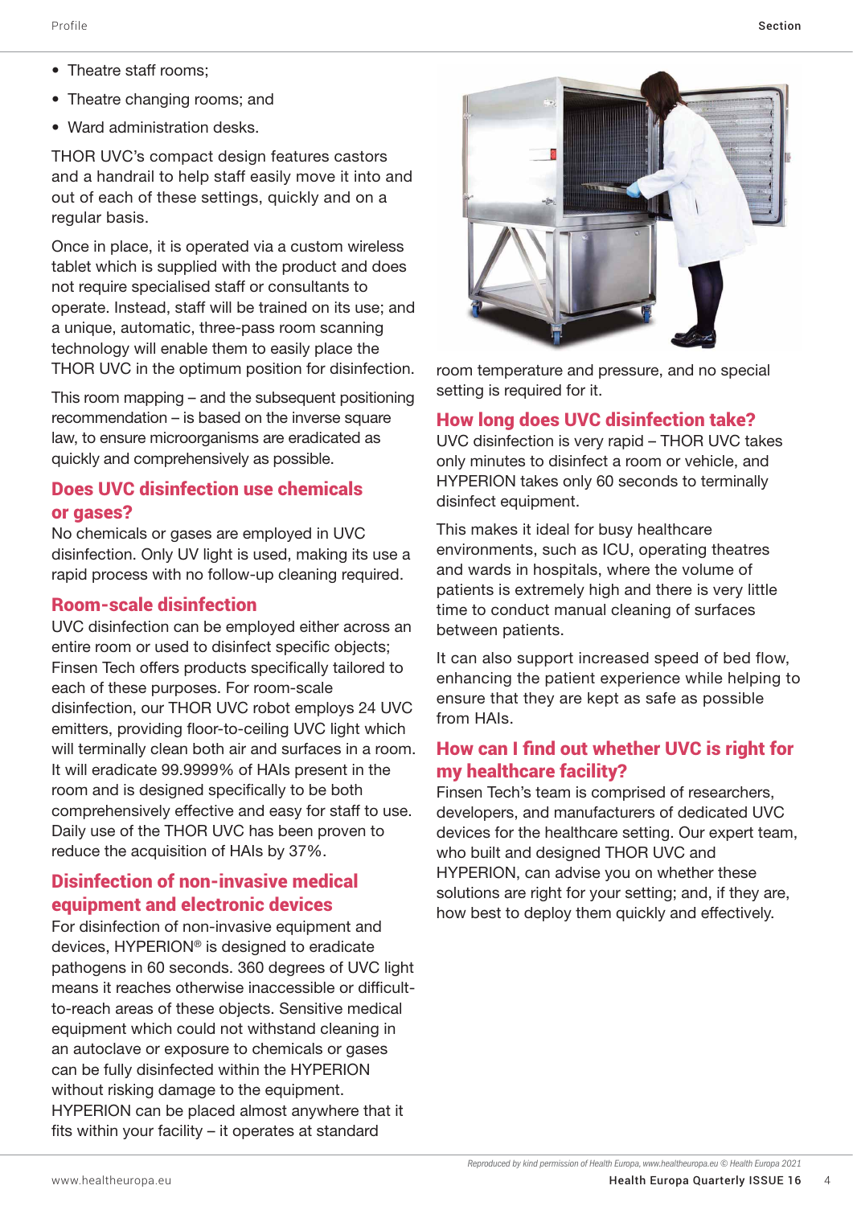- Theatre staff rooms;
- Theatre changing rooms; and
- Ward administration desks.

THOR UVC's compact design features castors and a handrail to help staff easily move it into and out of each of these settings, quickly and on a regular basis.

Once in place, it is operated via a custom wireless tablet which is supplied with the product and does not require specialised staff or consultants to operate. Instead, staff will be trained on its use; and a unique, automatic, three-pass room scanning technology will enable them to easily place the THOR UVC in the optimum position for disinfection.

This room mapping – and the subsequent positioning recommendation – is based on the inverse square law, to ensure microorganisms are eradicated as quickly and comprehensively as possible.

## Does UVC disinfection use chemicals or gases?

No chemicals or gases are employed in UVC disinfection. Only UV light is used, making its use a rapid process with no follow-up cleaning required.

## Room-scale disinfection

UVC disinfection can be employed either across an entire room or used to disinfect specific objects; Finsen Tech offers products specifically tailored to each of these purposes. For room-scale disinfection, our THOR UVC robot employs 24 UVC emitters, providing floor-to-ceiling UVC light which will terminally clean both air and surfaces in a room. It will eradicate 99.9999% of HAIs present in the room and is designed specifically to be both comprehensively effective and easy for staff to use. Daily use of the THOR UVC has been proven to reduce the acquisition of HAIs by 37%.

## Disinfection of non-invasive medical equipment and electronic devices

For disinfection of non-invasive equipment and devices, HYPERION® is designed to eradicate pathogens in 60 seconds. 360 degrees of UVC light means it reaches otherwise inaccessible or difficult-to-reach areas of these objects. Sensitive medical equipment which could not withstand cleaning in an autoclave or exposure to chemicals or gases can be fully disinfected within the HYPERION without risking damage to the equipment. HYPERION can be placed almost anywhere that it fits within your facility – it operates at standard room temperature and pressure, and no special setting is required for it.

## How long does UVC disinfection take?

UVC disinfection is very rapid – THOR UVC takes only minutes to disinfect a room or vehicle, and HYPERION takes only 60 seconds to terminally disinfect equipment.

This makes it ideal for busy healthcare environments, such as ICU, operating theatres and wards in hospitals, where the volume of patients is extremely high and there is very little time to conduct manual cleaning of surfaces between patients.

It can also support increased speed of bed flow, enhancing the patient experience while helping to ensure that they are kept as safe as possible from HAIs.

## How can I find out whether UVC is right for my healthcare facility?

Finsen Tech's team is comprised of researchers, developers, and manufacturers of dedicated UVC devices for the healthcare setting. Our expert team, who built and designed THOR UVC and HYPERION, can advise you on whether these solutions are right for your setting; and, if they are, how best to deploy them quickly and effectively.

*Reproduced by kind permission of Health Europa, www.healtheuropa.eu © Health Europa 2021*